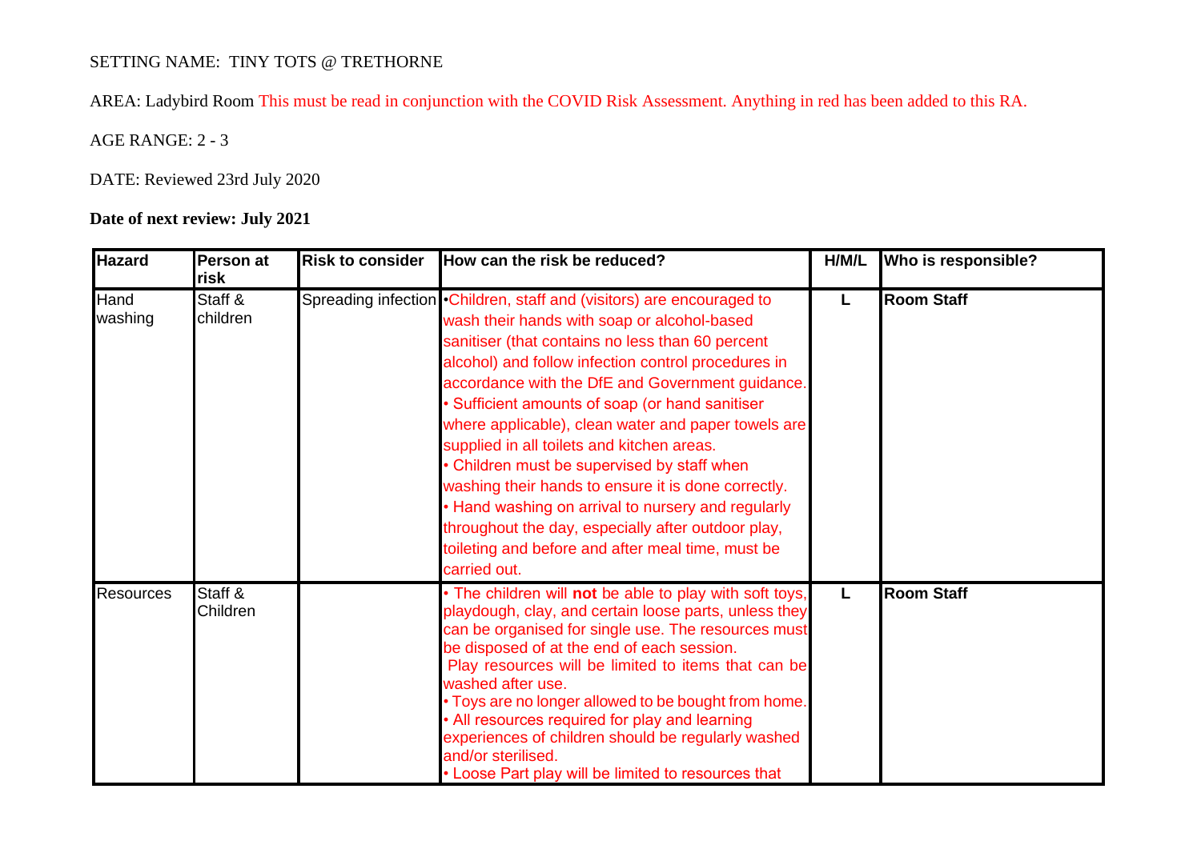SETTING NAME: TINY TOTS @ TRETHORNE

AREA: Ladybird Room This must be read in conjunction with the COVID Risk Assessment. Anything in red has been added to this RA.

AGE RANGE: 2 - 3

DATE: Reviewed 23rd July 2020

**Date of next review: July 2021**

| **Hazard** | **Person at risk** | **Risk to consider** | **How can the risk be reduced?** | **H/M/L** | **Who is responsible?** |
|---|---|---|---|---|---|
| Hand washing | Staff & children | Spreading infection | •Children, staff and (visitors) are encouraged to wash their hands with soap or alcohol-based sanitiser (that contains no less than 60 percent alcohol) and follow infection control procedures in accordance with the DfE and Government guidance.<br>• Sufficient amounts of soap (or hand sanitiser where applicable), clean water and paper towels are supplied in all toilets and kitchen areas.<br>• Children must be supervised by staff when washing their hands to ensure it is done correctly.<br>• Hand washing on arrival to nursery and regularly throughout the day, especially after outdoor play, toileting and before and after meal time, must be carried out. | **L** | **Room Staff** |
| Resources | Staff & Children | | • The children will **not** be able to play with soft toys, playdough, clay, and certain loose parts, unless they can be organised for single use. The resources must be disposed of at the end of each session.<br>Play resources will be limited to items that can be washed after use.<br>• Toys are no longer allowed to be bought from home.<br>• All resources required for play and learning experiences of children should be regularly washed and/or sterilised.<br>• Loose Part play will be limited to resources that | **L** | **Room Staff** |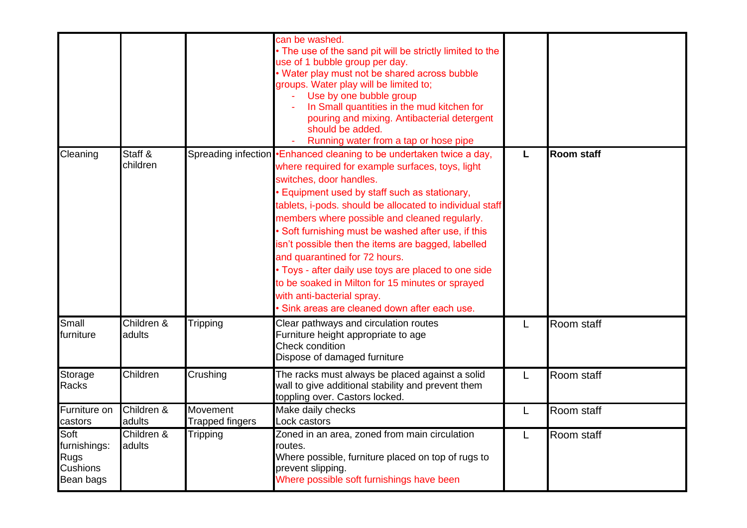| | | | | | |
|---|---|---|---|---|---|
| | | | can be washed.<br>• The use of the sand pit will be strictly limited to the use of 1 bubble group per day.<br>• Water play must not be shared across bubble groups. Water play will be limited to;<br>- Use by one bubble group<br>- In Small quantities in the mud kitchen for pouring and mixing. Antibacterial detergent should be added.<br>- Running water from a tap or hose pipe | | |
| Cleaning | Staff & children | Spreading infection | •Enhanced cleaning to be undertaken twice a day, where required for example surfaces, toys, light switches, door handles.<br>• Equipment used by staff such as stationary, tablets, i-pods. should be allocated to individual staff members where possible and cleaned regularly.<br>• Soft furnishing must be washed after use, if this isn't possible then the items are bagged, labelled and quarantined for 72 hours.<br>• Toys - after daily use toys are placed to one side to be soaked in Milton for 15 minutes or sprayed with anti-bacterial spray.<br>• Sink areas are cleaned down after each use. | **L** | **Room staff** |
| Small furniture | Children & adults | Tripping | Clear pathways and circulation routes<br>Furniture height appropriate to age<br>Check condition<br>Dispose of damaged furniture | L | Room staff |
| Storage Racks | Children | Crushing | The racks must always be placed against a solid wall to give additional stability and prevent them toppling over. Castors locked. | L | Room staff |
| Furniture on castors | Children & adults | Movement<br>Trapped fingers | Make daily checks<br>Lock castors | L | Room staff |
| Soft furnishings:<br>Rugs<br>Cushions<br>Bean bags | Children & adults | Tripping | Zoned in an area, zoned from main circulation routes.<br>Where possible, furniture placed on top of rugs to prevent slipping.<br>Where possible soft furnishings have been | L | Room staff |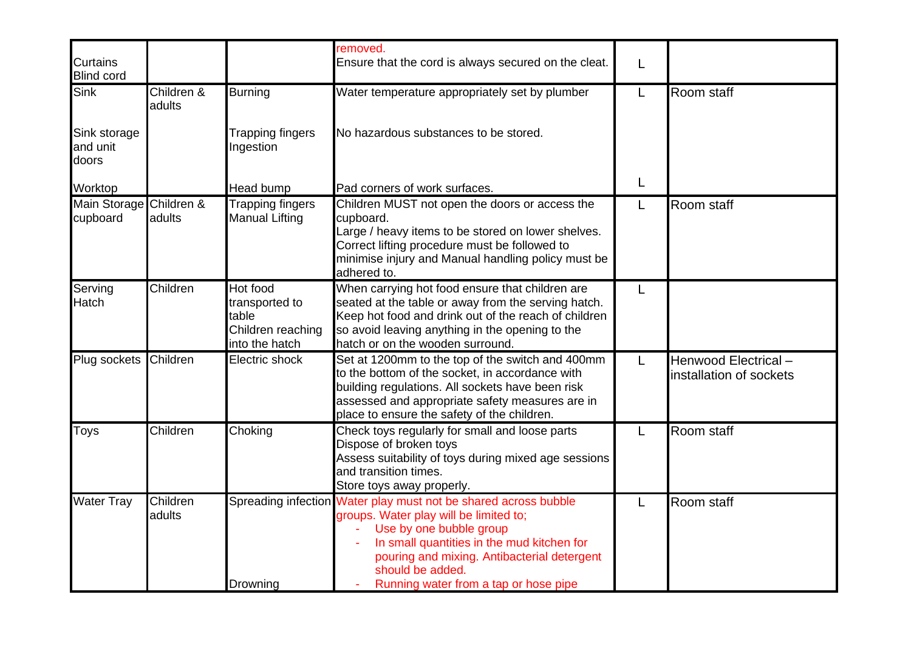| Curtains<br>Blind cord | | | removed.<br>Ensure that the cord is always secured on the cleat. | L | |
|---|---|---|---|---|---|
| Sink<br><br>Sink storage and unit doors<br><br>Worktop | Children & adults | Burning<br><br>Trapping fingers<br>Ingestion<br><br>Head bump | Water temperature appropriately set by plumber<br><br>No hazardous substances to be stored.<br><br>Pad corners of work surfaces. | L<br><br>L | Room staff |
| Main Storage cupboard | Children & adults | Trapping fingers<br>Manual Lifting | Children MUST not open the doors or access the cupboard.<br>Large / heavy items to be stored on lower shelves. Correct lifting procedure must be followed to minimise injury and Manual handling policy must be adhered to. | L | Room staff |
| Serving Hatch | Children | Hot food transported to table<br>Children reaching into the hatch | When carrying hot food ensure that children are seated at the table or away from the serving hatch. Keep hot food and drink out of the reach of children so avoid leaving anything in the opening to the hatch or on the wooden surround. | L | |
| Plug sockets | Children | Electric shock | Set at 1200mm to the top of the switch and 400mm to the bottom of the socket, in accordance with building regulations. All sockets have been risk assessed and appropriate safety measures are in place to ensure the safety of the children. | L | Henwood Electrical – installation of sockets |
| Toys | Children | Choking | Check toys regularly for small and loose parts<br>Dispose of broken toys<br>Assess suitability of toys during mixed age sessions and transition times.<br>Store toys away properly. | L | Room staff |
| Water Tray | Children adults | Spreading infection<br><br>Drowning | Water play must not be shared across bubble groups. Water play will be limited to;<br>- Use by one bubble group<br>- In small quantities in the mud kitchen for pouring and mixing. Antibacterial detergent should be added.<br>- Running water from a tap or hose pipe | L | Room staff |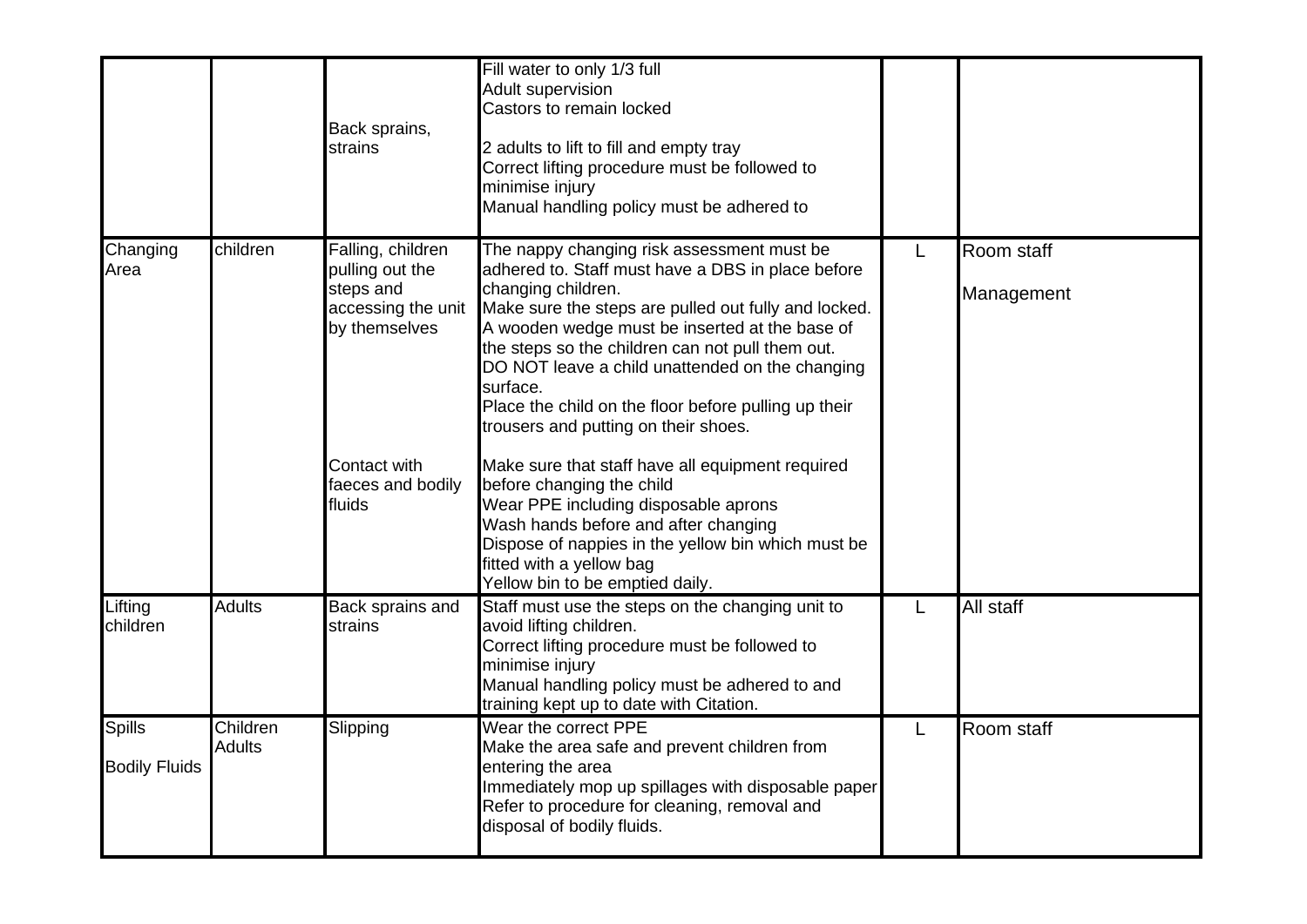| | | | | | |
|---|---|---|---|---|---|
| | | Back sprains, strains | Fill water to only 1/3 full<br>Adult supervision<br>Castors to remain locked<br><br>2 adults to lift to fill and empty tray<br>Correct lifting procedure must be followed to minimise injury<br>Manual handling policy must be adhered to | | |
| Changing Area | children | Falling, children pulling out the steps and accessing the unit by themselves<br><br>Contact with faeces and bodily fluids | The nappy changing risk assessment must be adhered to. Staff must have a DBS in place before changing children.<br>Make sure the steps are pulled out fully and locked.<br>A wooden wedge must be inserted at the base of the steps so the children can not pull them out.<br>DO NOT leave a child unattended on the changing surface.<br>Place the child on the floor before pulling up their trousers and putting on their shoes.<br><br>Make sure that staff have all equipment required before changing the child<br>Wear PPE including disposable aprons<br>Wash hands before and after changing<br>Dispose of nappies in the yellow bin which must be fitted with a yellow bag<br>Yellow bin to be emptied daily. | L | Room staff<br><br>Management |
| Lifting children | Adults | Back sprains and strains | Staff must use the steps on the changing unit to avoid lifting children.<br>Correct lifting procedure must be followed to minimise injury<br>Manual handling policy must be adhered to and training kept up to date with Citation. | L | All staff |
| Spills<br><br>Bodily Fluids | Children<br>Adults | Slipping | Wear the correct PPE<br>Make the area safe and prevent children from entering the area<br>Immediately mop up spillages with disposable paper<br>Refer to procedure for cleaning, removal and disposal of bodily fluids. | L | Room staff |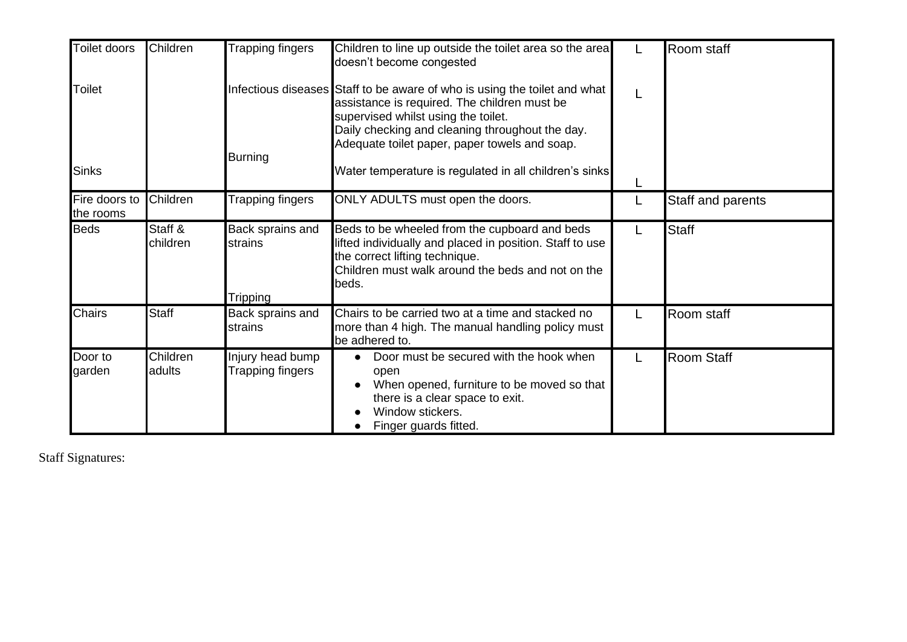| | | | | | |
|---|---|---|---|---|---|
| Toilet doors<br><br>Toilet<br><br>Sinks | Children | Trapping fingers<br><br>Infectious diseases<br><br>Burning | Children to line up outside the toilet area so the area doesn't become congested<br><br>Staff to be aware of who is using the toilet and what assistance is required. The children must be supervised whilst using the toilet.<br>Daily checking and cleaning throughout the day.<br>Adequate toilet paper, paper towels and soap.<br><br>Water temperature is regulated in all children's sinks | L<br><br>L<br><br>L | Room staff |
| Fire doors to the rooms | Children | Trapping fingers | ONLY ADULTS must open the doors. | L | Staff and parents |
| Beds | Staff & children | Back sprains and strains<br><br>Tripping | Beds to be wheeled from the cupboard and beds lifted individually and placed in position. Staff to use the correct lifting technique.<br>Children must walk around the beds and not on the beds. | L | Staff |
| Chairs | Staff | Back sprains and strains | Chairs to be carried two at a time and stacked no more than 4 high. The manual handling policy must be adhered to. | L | Room staff |
| Door to garden | Children adults | Injury head bump<br>Trapping fingers | • Door must be secured with the hook when open<br>• When opened, furniture to be moved so that there is a clear space to exit.<br>• Window stickers.<br>• Finger guards fitted. | L | Room Staff |

Staff Signatures: